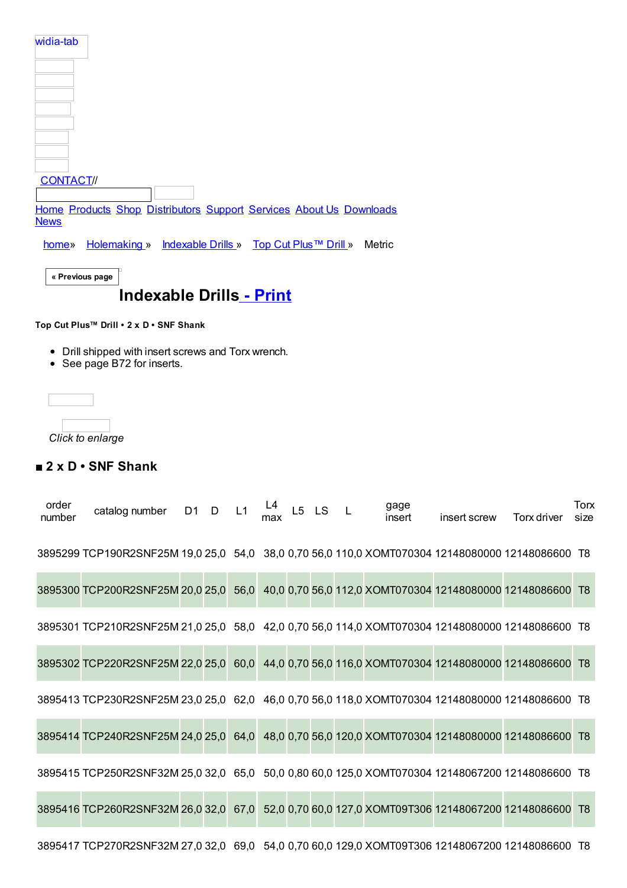widia-tab

CONTACT//

Home Products Shop Distributors Support Services About Us Downloads News

home» Holemaking » Indexable Drills » Top Cut Plus™ Drill » Metric

« Previous page

# Indexable Drills - Print

**Top Cut Plus™ Drill • 2 x D • SNF Shank**

- Drill shipped with insert screws and Torx wrench.
- See page B72 for inserts.

*Click to enlarge*

## ■ 2 x D • SNF Shank

| order number | catalog number | D1 | D | L1 | L4 max | L5 | LS | L | gage insert | insert screw | Torx driver | Torx size |
|---|---|---|---|---|---|---|---|---|---|---|---|---|
| 3895299 | TCP190R2SNF25M | 19,0 | 25,0 | 54,0 | 38,0 | 0,70 | 56,0 | 110,0 | XOMT070304 | 12148080000 | 12148086600 | T8 |
| 3895300 | TCP200R2SNF25M | 20,0 | 25,0 | 56,0 | 40,0 | 0,70 | 56,0 | 112,0 | XOMT070304 | 12148080000 | 12148086600 | T8 |
| 3895301 | TCP210R2SNF25M | 21,0 | 25,0 | 58,0 | 42,0 | 0,70 | 56,0 | 114,0 | XOMT070304 | 12148080000 | 12148086600 | T8 |
| 3895302 | TCP220R2SNF25M | 22,0 | 25,0 | 60,0 | 44,0 | 0,70 | 56,0 | 116,0 | XOMT070304 | 12148080000 | 12148086600 | T8 |
| 3895413 | TCP230R2SNF25M | 23,0 | 25,0 | 62,0 | 46,0 | 0,70 | 56,0 | 118,0 | XOMT070304 | 12148080000 | 12148086600 | T8 |
| 3895414 | TCP240R2SNF25M | 24,0 | 25,0 | 64,0 | 48,0 | 0,70 | 56,0 | 120,0 | XOMT070304 | 12148080000 | 12148086600 | T8 |
| 3895415 | TCP250R2SNF32M | 25,0 | 32,0 | 65,0 | 50,0 | 0,80 | 60,0 | 125,0 | XOMT070304 | 12148067200 | 12148086600 | T8 |
| 3895416 | TCP260R2SNF32M | 26,0 | 32,0 | 67,0 | 52,0 | 0,70 | 60,0 | 127,0 | XOMT09T306 | 12148067200 | 12148086600 | T8 |
| 3895417 | TCP270R2SNF32M | 27,0 | 32,0 | 69,0 | 54,0 | 0,70 | 60,0 | 129,0 | XOMT09T306 | 12148067200 | 12148086600 | T8 |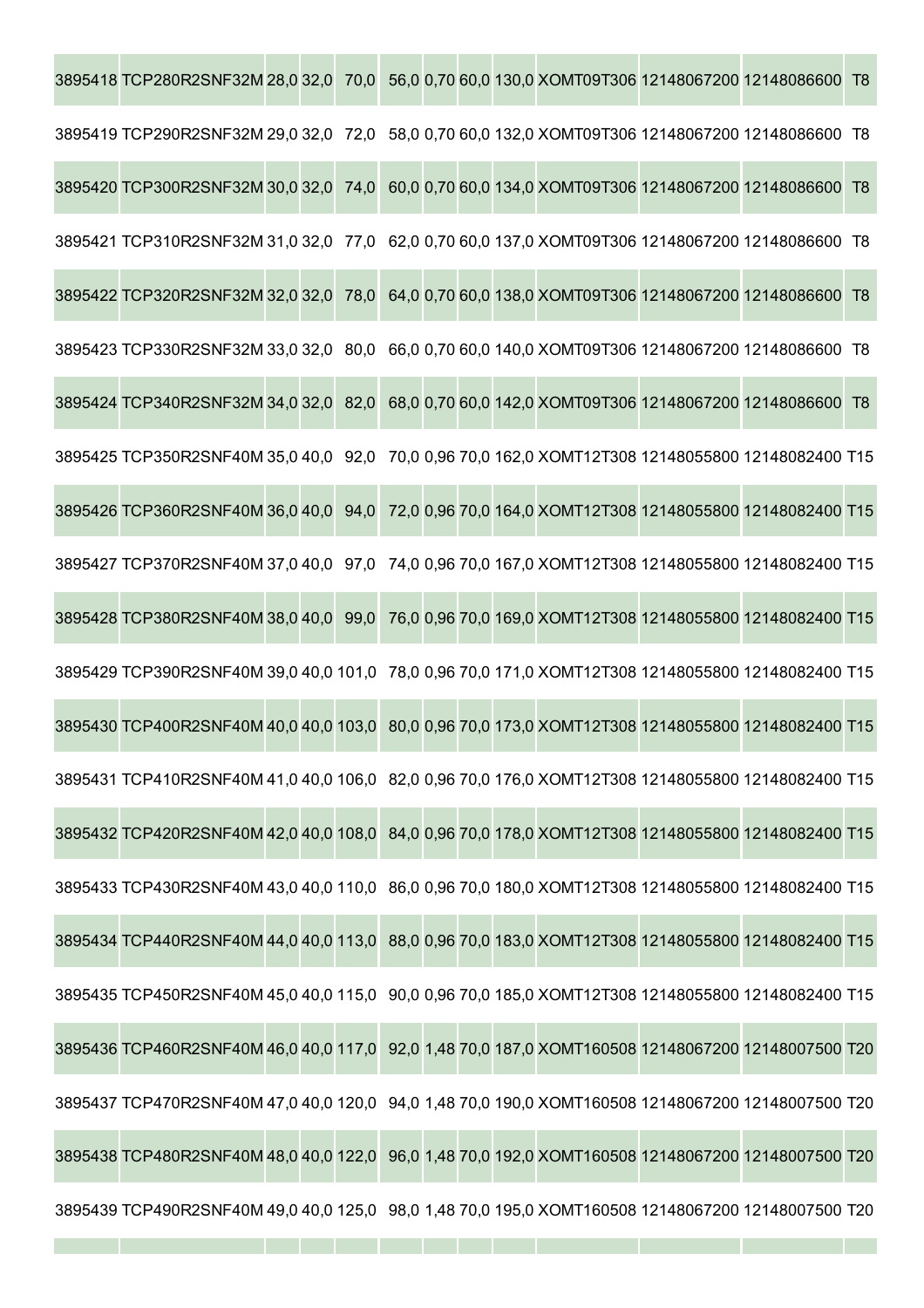| | | | | | | | | | | | | |
|---|---|---|---|---|---|---|---|---|---|---|---|---|
| 3895418 | TCP280R2SNF32M | 28,0 | 32,0 | 70,0 | 56,0 | 0,70 | 60,0 | 130,0 | XOMT09T306 | 12148067200 | 12148086600 | T8 |
| 3895419 | TCP290R2SNF32M | 29,0 | 32,0 | 72,0 | 58,0 | 0,70 | 60,0 | 132,0 | XOMT09T306 | 12148067200 | 12148086600 | T8 |
| 3895420 | TCP300R2SNF32M | 30,0 | 32,0 | 74,0 | 60,0 | 0,70 | 60,0 | 134,0 | XOMT09T306 | 12148067200 | 12148086600 | T8 |
| 3895421 | TCP310R2SNF32M | 31,0 | 32,0 | 77,0 | 62,0 | 0,70 | 60,0 | 137,0 | XOMT09T306 | 12148067200 | 12148086600 | T8 |
| 3895422 | TCP320R2SNF32M | 32,0 | 32,0 | 78,0 | 64,0 | 0,70 | 60,0 | 138,0 | XOMT09T306 | 12148067200 | 12148086600 | T8 |
| 3895423 | TCP330R2SNF32M | 33,0 | 32,0 | 80,0 | 66,0 | 0,70 | 60,0 | 140,0 | XOMT09T306 | 12148067200 | 12148086600 | T8 |
| 3895424 | TCP340R2SNF32M | 34,0 | 32,0 | 82,0 | 68,0 | 0,70 | 60,0 | 142,0 | XOMT09T306 | 12148067200 | 12148086600 | T8 |
| 3895425 | TCP350R2SNF40M | 35,0 | 40,0 | 92,0 | 70,0 | 0,96 | 70,0 | 162,0 | XOMT12T308 | 12148055800 | 12148082400 | T15 |
| 3895426 | TCP360R2SNF40M | 36,0 | 40,0 | 94,0 | 72,0 | 0,96 | 70,0 | 164,0 | XOMT12T308 | 12148055800 | 12148082400 | T15 |
| 3895427 | TCP370R2SNF40M | 37,0 | 40,0 | 97,0 | 74,0 | 0,96 | 70,0 | 167,0 | XOMT12T308 | 12148055800 | 12148082400 | T15 |
| 3895428 | TCP380R2SNF40M | 38,0 | 40,0 | 99,0 | 76,0 | 0,96 | 70,0 | 169,0 | XOMT12T308 | 12148055800 | 12148082400 | T15 |
| 3895429 | TCP390R2SNF40M | 39,0 | 40,0 | 101,0 | 78,0 | 0,96 | 70,0 | 171,0 | XOMT12T308 | 12148055800 | 12148082400 | T15 |
| 3895430 | TCP400R2SNF40M | 40,0 | 40,0 | 103,0 | 80,0 | 0,96 | 70,0 | 173,0 | XOMT12T308 | 12148055800 | 12148082400 | T15 |
| 3895431 | TCP410R2SNF40M | 41,0 | 40,0 | 106,0 | 82,0 | 0,96 | 70,0 | 176,0 | XOMT12T308 | 12148055800 | 12148082400 | T15 |
| 3895432 | TCP420R2SNF40M | 42,0 | 40,0 | 108,0 | 84,0 | 0,96 | 70,0 | 178,0 | XOMT12T308 | 12148055800 | 12148082400 | T15 |
| 3895433 | TCP430R2SNF40M | 43,0 | 40,0 | 110,0 | 86,0 | 0,96 | 70,0 | 180,0 | XOMT12T308 | 12148055800 | 12148082400 | T15 |
| 3895434 | TCP440R2SNF40M | 44,0 | 40,0 | 113,0 | 88,0 | 0,96 | 70,0 | 183,0 | XOMT12T308 | 12148055800 | 12148082400 | T15 |
| 3895435 | TCP450R2SNF40M | 45,0 | 40,0 | 115,0 | 90,0 | 0,96 | 70,0 | 185,0 | XOMT12T308 | 12148055800 | 12148082400 | T15 |
| 3895436 | TCP460R2SNF40M | 46,0 | 40,0 | 117,0 | 92,0 | 1,48 | 70,0 | 187,0 | XOMT160508 | 12148067200 | 12148007500 | T20 |
| 3895437 | TCP470R2SNF40M | 47,0 | 40,0 | 120,0 | 94,0 | 1,48 | 70,0 | 190,0 | XOMT160508 | 12148067200 | 12148007500 | T20 |
| 3895438 | TCP480R2SNF40M | 48,0 | 40,0 | 122,0 | 96,0 | 1,48 | 70,0 | 192,0 | XOMT160508 | 12148067200 | 12148007500 | T20 |
| 3895439 | TCP490R2SNF40M | 49,0 | 40,0 | 125,0 | 98,0 | 1,48 | 70,0 | 195,0 | XOMT160508 | 12148067200 | 12148007500 | T20 |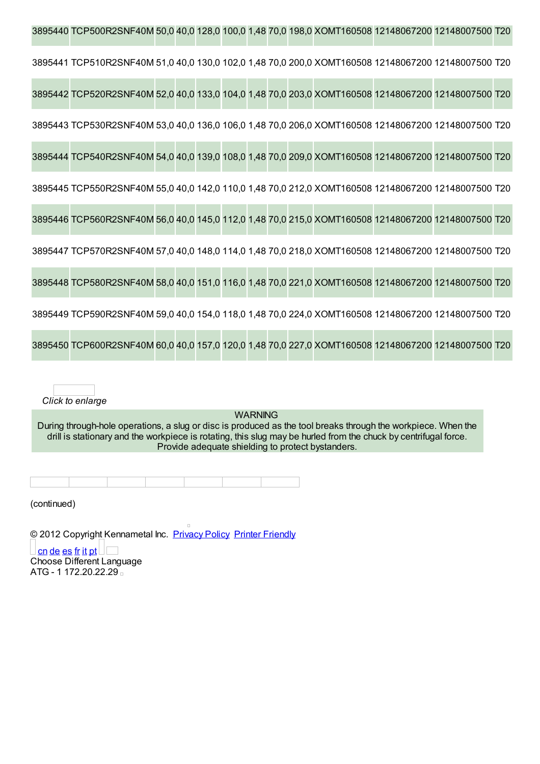| | | | | | | | | | | | | |
|---|---|---|---|---|---|---|---|---|---|---|---|---|
| 3895440 | TCP500R2SNF40M | 50,0 | 40,0 | 128,0 | 100,0 | 1,48 | 70,0 | 198,0 | XOMT160508 | 12148067200 | 12148007500 | T20 |
| 3895441 | TCP510R2SNF40M | 51,0 | 40,0 | 130,0 | 102,0 | 1,48 | 70,0 | 200,0 | XOMT160508 | 12148067200 | 12148007500 | T20 |
| 3895442 | TCP520R2SNF40M | 52,0 | 40,0 | 133,0 | 104,0 | 1,48 | 70,0 | 203,0 | XOMT160508 | 12148067200 | 12148007500 | T20 |
| 3895443 | TCP530R2SNF40M | 53,0 | 40,0 | 136,0 | 106,0 | 1,48 | 70,0 | 206,0 | XOMT160508 | 12148067200 | 12148007500 | T20 |
| 3895444 | TCP540R2SNF40M | 54,0 | 40,0 | 139,0 | 108,0 | 1,48 | 70,0 | 209,0 | XOMT160508 | 12148067200 | 12148007500 | T20 |
| 3895445 | TCP550R2SNF40M | 55,0 | 40,0 | 142,0 | 110,0 | 1,48 | 70,0 | 212,0 | XOMT160508 | 12148067200 | 12148007500 | T20 |
| 3895446 | TCP560R2SNF40M | 56,0 | 40,0 | 145,0 | 112,0 | 1,48 | 70,0 | 215,0 | XOMT160508 | 12148067200 | 12148007500 | T20 |
| 3895447 | TCP570R2SNF40M | 57,0 | 40,0 | 148,0 | 114,0 | 1,48 | 70,0 | 218,0 | XOMT160508 | 12148067200 | 12148007500 | T20 |
| 3895448 | TCP580R2SNF40M | 58,0 | 40,0 | 151,0 | 116,0 | 1,48 | 70,0 | 221,0 | XOMT160508 | 12148067200 | 12148007500 | T20 |
| 3895449 | TCP590R2SNF40M | 59,0 | 40,0 | 154,0 | 118,0 | 1,48 | 70,0 | 224,0 | XOMT160508 | 12148067200 | 12148007500 | T20 |
| 3895450 | TCP600R2SNF40M | 60,0 | 40,0 | 157,0 | 120,0 | 1,48 | 70,0 | 227,0 | XOMT160508 | 12148067200 | 12148007500 | T20 |

*Click to enlarge*

WARNING

During through-hole operations, a slug or disc is produced as the tool breaks through the workpiece. When the drill is stationary and the workpiece is rotating, this slug may be hurled from the chuck by centrifugal force. Provide adequate shielding to protect bystanders.

(continued)

© 2012 Copyright Kennametal Inc. Privacy Policy Printer Friendly

cn de es fr it pt

Choose Different Language

ATG - 1 172.20.22.29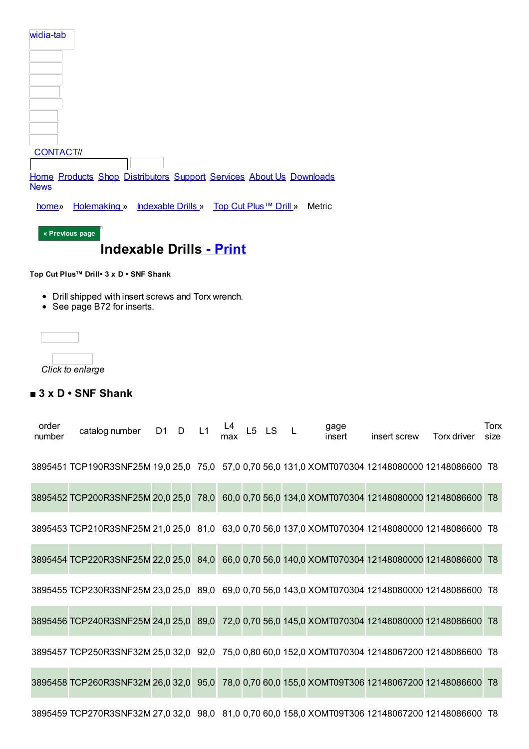widia-tab

CONTACT//

Home Products Shop Distributors Support Services About Us Downloads News

home» Holemaking » Indexable Drills » Top Cut Plus™ Drill » Metric

« Previous page

# Indexable Drills - Print

**Top Cut Plus™ Drill• 3 x D • SNF Shank**

- Drill shipped with insert screws and Torx wrench.
- See page B72 for inserts.

*Click to enlarge*

## ■ 3 x D • SNF Shank

| order number | catalog number | D1 | D | L1 | L4 max | L5 | LS | L | gage insert | insert screw | Torx driver | Torx size |
|---|---|---|---|---|---|---|---|---|---|---|---|---|
| 3895451 | TCP190R3SNF25M | 19,0 | 25,0 | 75,0 | 57,0 | 0,70 | 56,0 | 131,0 | XOMT070304 | 12148080000 | 12148086600 | T8 |
| 3895452 | TCP200R3SNF25M | 20,0 | 25,0 | 78,0 | 60,0 | 0,70 | 56,0 | 134,0 | XOMT070304 | 12148080000 | 12148086600 | T8 |
| 3895453 | TCP210R3SNF25M | 21,0 | 25,0 | 81,0 | 63,0 | 0,70 | 56,0 | 137,0 | XOMT070304 | 12148080000 | 12148086600 | T8 |
| 3895454 | TCP220R3SNF25M | 22,0 | 25,0 | 84,0 | 66,0 | 0,70 | 56,0 | 140,0 | XOMT070304 | 12148080000 | 12148086600 | T8 |
| 3895455 | TCP230R3SNF25M | 23,0 | 25,0 | 89,0 | 69,0 | 0,70 | 56,0 | 143,0 | XOMT070304 | 12148080000 | 12148086600 | T8 |
| 3895456 | TCP240R3SNF25M | 24,0 | 25,0 | 89,0 | 72,0 | 0,70 | 56,0 | 145,0 | XOMT070304 | 12148080000 | 12148086600 | T8 |
| 3895457 | TCP250R3SNF32M | 25,0 | 32,0 | 92,0 | 75,0 | 0,80 | 60,0 | 152,0 | XOMT070304 | 12148067200 | 12148086600 | T8 |
| 3895458 | TCP260R3SNF32M | 26,0 | 32,0 | 95,0 | 78,0 | 0,70 | 60,0 | 155,0 | XOMT09T306 | 12148067200 | 12148086600 | T8 |
| 3895459 | TCP270R3SNF32M | 27,0 | 32,0 | 98,0 | 81,0 | 0,70 | 60,0 | 158,0 | XOMT09T306 | 12148067200 | 12148086600 | T8 |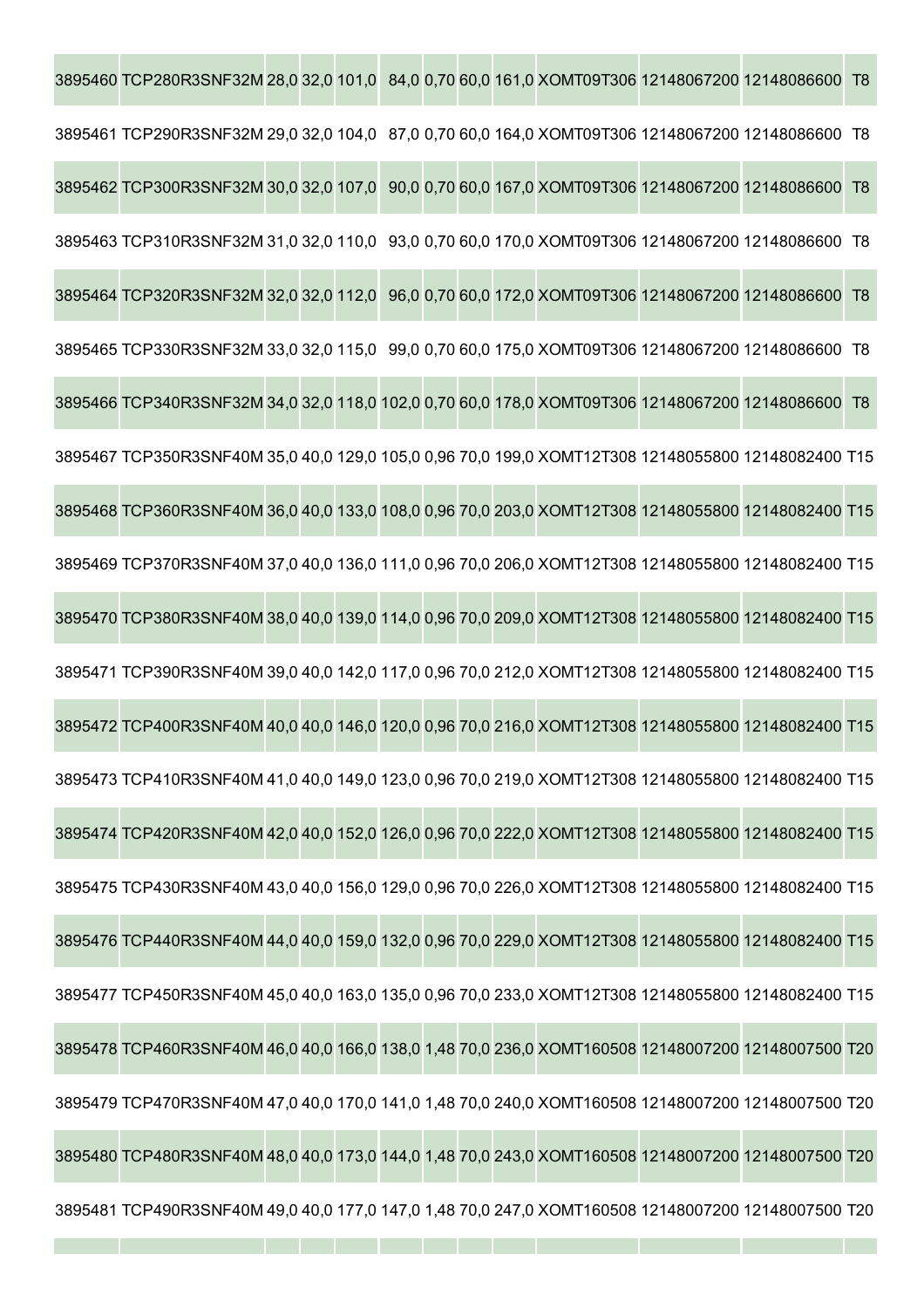| | | | | | | | | | | | | |
|---|---|---|---|---|---|---|---|---|---|---|---|---|
| 3895460 | TCP280R3SNF32M | 28,0 | 32,0 | 101,0 | 84,0 | 0,70 | 60,0 | 161,0 | XOMT09T306 | 12148067200 | 12148086600 | T8 |
| 3895461 | TCP290R3SNF32M | 29,0 | 32,0 | 104,0 | 87,0 | 0,70 | 60,0 | 164,0 | XOMT09T306 | 12148067200 | 12148086600 | T8 |
| 3895462 | TCP300R3SNF32M | 30,0 | 32,0 | 107,0 | 90,0 | 0,70 | 60,0 | 167,0 | XOMT09T306 | 12148067200 | 12148086600 | T8 |
| 3895463 | TCP310R3SNF32M | 31,0 | 32,0 | 110,0 | 93,0 | 0,70 | 60,0 | 170,0 | XOMT09T306 | 12148067200 | 12148086600 | T8 |
| 3895464 | TCP320R3SNF32M | 32,0 | 32,0 | 112,0 | 96,0 | 0,70 | 60,0 | 172,0 | XOMT09T306 | 12148067200 | 12148086600 | T8 |
| 3895465 | TCP330R3SNF32M | 33,0 | 32,0 | 115,0 | 99,0 | 0,70 | 60,0 | 175,0 | XOMT09T306 | 12148067200 | 12148086600 | T8 |
| 3895466 | TCP340R3SNF32M | 34,0 | 32,0 | 118,0 | 102,0 | 0,70 | 60,0 | 178,0 | XOMT09T306 | 12148067200 | 12148086600 | T8 |
| 3895467 | TCP350R3SNF40M | 35,0 | 40,0 | 129,0 | 105,0 | 0,96 | 70,0 | 199,0 | XOMT12T308 | 12148055800 | 12148082400 | T15 |
| 3895468 | TCP360R3SNF40M | 36,0 | 40,0 | 133,0 | 108,0 | 0,96 | 70,0 | 203,0 | XOMT12T308 | 12148055800 | 12148082400 | T15 |
| 3895469 | TCP370R3SNF40M | 37,0 | 40,0 | 136,0 | 111,0 | 0,96 | 70,0 | 206,0 | XOMT12T308 | 12148055800 | 12148082400 | T15 |
| 3895470 | TCP380R3SNF40M | 38,0 | 40,0 | 139,0 | 114,0 | 0,96 | 70,0 | 209,0 | XOMT12T308 | 12148055800 | 12148082400 | T15 |
| 3895471 | TCP390R3SNF40M | 39,0 | 40,0 | 142,0 | 117,0 | 0,96 | 70,0 | 212,0 | XOMT12T308 | 12148055800 | 12148082400 | T15 |
| 3895472 | TCP400R3SNF40M | 40,0 | 40,0 | 146,0 | 120,0 | 0,96 | 70,0 | 216,0 | XOMT12T308 | 12148055800 | 12148082400 | T15 |
| 3895473 | TCP410R3SNF40M | 41,0 | 40,0 | 149,0 | 123,0 | 0,96 | 70,0 | 219,0 | XOMT12T308 | 12148055800 | 12148082400 | T15 |
| 3895474 | TCP420R3SNF40M | 42,0 | 40,0 | 152,0 | 126,0 | 0,96 | 70,0 | 222,0 | XOMT12T308 | 12148055800 | 12148082400 | T15 |
| 3895475 | TCP430R3SNF40M | 43,0 | 40,0 | 156,0 | 129,0 | 0,96 | 70,0 | 226,0 | XOMT12T308 | 12148055800 | 12148082400 | T15 |
| 3895476 | TCP440R3SNF40M | 44,0 | 40,0 | 159,0 | 132,0 | 0,96 | 70,0 | 229,0 | XOMT12T308 | 12148055800 | 12148082400 | T15 |
| 3895477 | TCP450R3SNF40M | 45,0 | 40,0 | 163,0 | 135,0 | 0,96 | 70,0 | 233,0 | XOMT12T308 | 12148055800 | 12148082400 | T15 |
| 3895478 | TCP460R3SNF40M | 46,0 | 40,0 | 166,0 | 138,0 | 1,48 | 70,0 | 236,0 | XOMT160508 | 12148007200 | 12148007500 | T20 |
| 3895479 | TCP470R3SNF40M | 47,0 | 40,0 | 170,0 | 141,0 | 1,48 | 70,0 | 240,0 | XOMT160508 | 12148007200 | 12148007500 | T20 |
| 3895480 | TCP480R3SNF40M | 48,0 | 40,0 | 173,0 | 144,0 | 1,48 | 70,0 | 243,0 | XOMT160508 | 12148007200 | 12148007500 | T20 |
| 3895481 | TCP490R3SNF40M | 49,0 | 40,0 | 177,0 | 147,0 | 1,48 | 70,0 | 247,0 | XOMT160508 | 12148007200 | 12148007500 | T20 |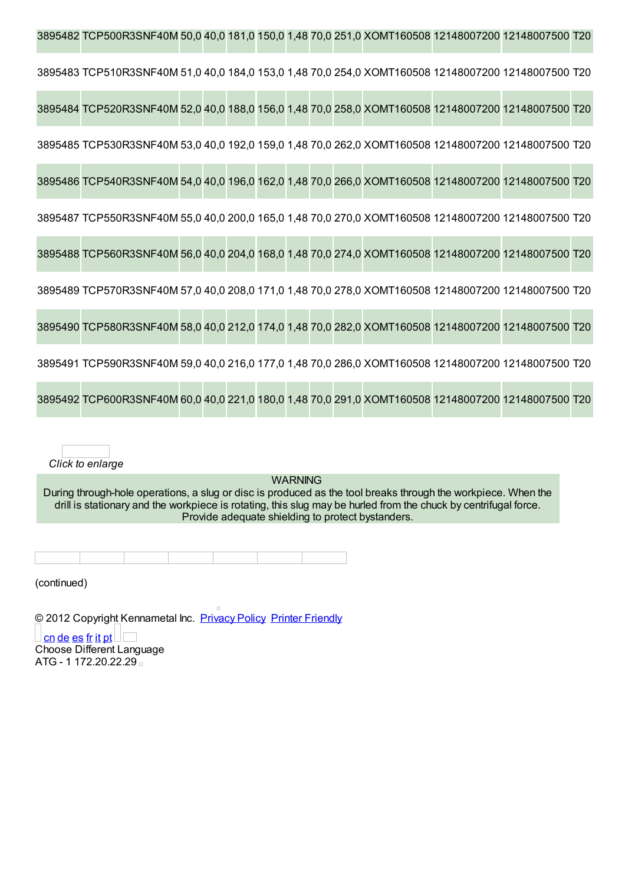| | | | | | | | | | | | |
|---|---|---|---|---|---|---|---|---|---|---|---|
| 3895482 | TCP500R3SNF40M | 50,0 | 40,0 | 181,0 | 150,0 | 1,48 | 70,0 | 251,0 | XOMT160508 | 12148007200 | 12148007500 | T20 |
| 3895483 | TCP510R3SNF40M | 51,0 | 40,0 | 184,0 | 153,0 | 1,48 | 70,0 | 254,0 | XOMT160508 | 12148007200 | 12148007500 | T20 |
| 3895484 | TCP520R3SNF40M | 52,0 | 40,0 | 188,0 | 156,0 | 1,48 | 70,0 | 258,0 | XOMT160508 | 12148007200 | 12148007500 | T20 |
| 3895485 | TCP530R3SNF40M | 53,0 | 40,0 | 192,0 | 159,0 | 1,48 | 70,0 | 262,0 | XOMT160508 | 12148007200 | 12148007500 | T20 |
| 3895486 | TCP540R3SNF40M | 54,0 | 40,0 | 196,0 | 162,0 | 1,48 | 70,0 | 266,0 | XOMT160508 | 12148007200 | 12148007500 | T20 |
| 3895487 | TCP550R3SNF40M | 55,0 | 40,0 | 200,0 | 165,0 | 1,48 | 70,0 | 270,0 | XOMT160508 | 12148007200 | 12148007500 | T20 |
| 3895488 | TCP560R3SNF40M | 56,0 | 40,0 | 204,0 | 168,0 | 1,48 | 70,0 | 274,0 | XOMT160508 | 12148007200 | 12148007500 | T20 |
| 3895489 | TCP570R3SNF40M | 57,0 | 40,0 | 208,0 | 171,0 | 1,48 | 70,0 | 278,0 | XOMT160508 | 12148007200 | 12148007500 | T20 |
| 3895490 | TCP580R3SNF40M | 58,0 | 40,0 | 212,0 | 174,0 | 1,48 | 70,0 | 282,0 | XOMT160508 | 12148007200 | 12148007500 | T20 |
| 3895491 | TCP590R3SNF40M | 59,0 | 40,0 | 216,0 | 177,0 | 1,48 | 70,0 | 286,0 | XOMT160508 | 12148007200 | 12148007500 | T20 |
| 3895492 | TCP600R3SNF40M | 60,0 | 40,0 | 221,0 | 180,0 | 1,48 | 70,0 | 291,0 | XOMT160508 | 12148007200 | 12148007500 | T20 |

*Click to enlarge*

WARNING

During through-hole operations, a slug or disc is produced as the tool breaks through the workpiece. When the drill is stationary and the workpiece is rotating, this slug may be hurled from the chuck by centrifugal force. Provide adequate shielding to protect bystanders.

(continued)

© 2012 Copyright Kennametal Inc. Privacy Policy Printer Friendly

cn de es fr it pt

Choose Different Language

ATG - 1 172.20.22.29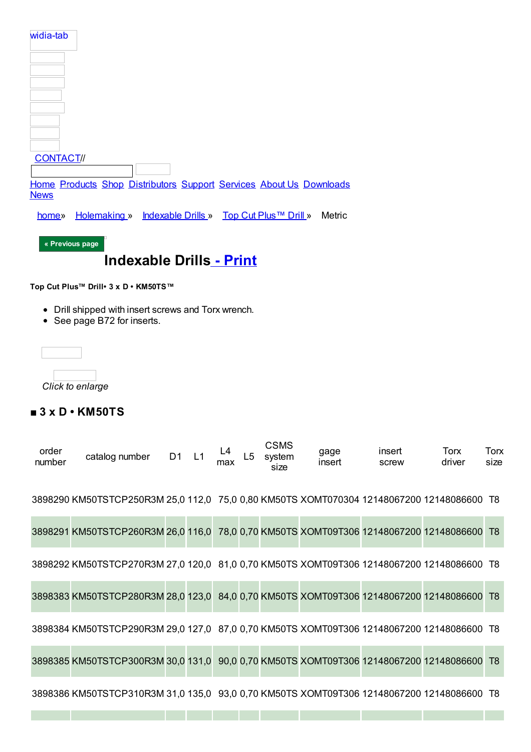widia-tab

CONTACT//

Home Products Shop Distributors Support Services About Us Downloads News

home» Holemaking » Indexable Drills » Top Cut Plus™ Drill » Metric

« Previous page

# Indexable Drills - Print

**Top Cut Plus™ Drill• 3 x D • KM50TS™**

- Drill shipped with insert screws and Torx wrench.
- See page B72 for inserts.

*Click to enlarge*

## ■ 3 x D • KM50TS

| order number | catalog number | D1 | L1 | L4 max | L5 | CSMS system size | gage insert | insert screw | Torx driver | Torx size |
|---|---|---|---|---|---|---|---|---|---|---|
| 3898290 | KM50TSTCP250R3M | 25,0 | 112,0 | 75,0 | 0,80 | KM50TS | XOMT070304 | 12148067200 | 12148086600 | T8 |
| 3898291 | KM50TSTCP260R3M | 26,0 | 116,0 | 78,0 | 0,70 | KM50TS | XOMT09T306 | 12148067200 | 12148086600 | T8 |
| 3898292 | KM50TSTCP270R3M | 27,0 | 120,0 | 81,0 | 0,70 | KM50TS | XOMT09T306 | 12148067200 | 12148086600 | T8 |
| 3898383 | KM50TSTCP280R3M | 28,0 | 123,0 | 84,0 | 0,70 | KM50TS | XOMT09T306 | 12148067200 | 12148086600 | T8 |
| 3898384 | KM50TSTCP290R3M | 29,0 | 127,0 | 87,0 | 0,70 | KM50TS | XOMT09T306 | 12148067200 | 12148086600 | T8 |
| 3898385 | KM50TSTCP300R3M | 30,0 | 131,0 | 90,0 | 0,70 | KM50TS | XOMT09T306 | 12148067200 | 12148086600 | T8 |
| 3898386 | KM50TSTCP310R3M | 31,0 | 135,0 | 93,0 | 0,70 | KM50TS | XOMT09T306 | 12148067200 | 12148086600 | T8 |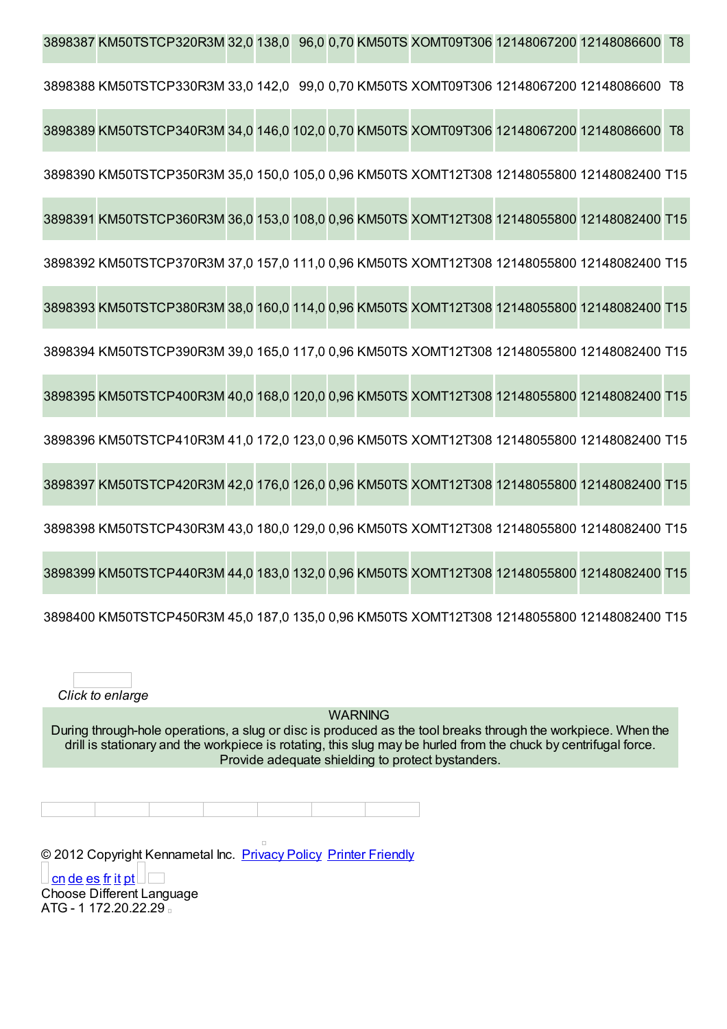| | | | | | | | | | | |
|---|---|---|---|---|---|---|---|---|---|---|
| 3898387 | KM50TSTCP320R3M | 32,0 | 138,0 | 96,0 | 0,70 | KM50TS | XOMT09T306 | 12148067200 | 12148086600 | T8 |
| 3898388 | KM50TSTCP330R3M | 33,0 | 142,0 | 99,0 | 0,70 | KM50TS | XOMT09T306 | 12148067200 | 12148086600 | T8 |
| 3898389 | KM50TSTCP340R3M | 34,0 | 146,0 | 102,0 | 0,70 | KM50TS | XOMT09T306 | 12148067200 | 12148086600 | T8 |
| 3898390 | KM50TSTCP350R3M | 35,0 | 150,0 | 105,0 | 0,96 | KM50TS | XOMT12T308 | 12148055800 | 12148082400 | T15 |
| 3898391 | KM50TSTCP360R3M | 36,0 | 153,0 | 108,0 | 0,96 | KM50TS | XOMT12T308 | 12148055800 | 12148082400 | T15 |
| 3898392 | KM50TSTCP370R3M | 37,0 | 157,0 | 111,0 | 0,96 | KM50TS | XOMT12T308 | 12148055800 | 12148082400 | T15 |
| 3898393 | KM50TSTCP380R3M | 38,0 | 160,0 | 114,0 | 0,96 | KM50TS | XOMT12T308 | 12148055800 | 12148082400 | T15 |
| 3898394 | KM50TSTCP390R3M | 39,0 | 165,0 | 117,0 | 0,96 | KM50TS | XOMT12T308 | 12148055800 | 12148082400 | T15 |
| 3898395 | KM50TSTCP400R3M | 40,0 | 168,0 | 120,0 | 0,96 | KM50TS | XOMT12T308 | 12148055800 | 12148082400 | T15 |
| 3898396 | KM50TSTCP410R3M | 41,0 | 172,0 | 123,0 | 0,96 | KM50TS | XOMT12T308 | 12148055800 | 12148082400 | T15 |
| 3898397 | KM50TSTCP420R3M | 42,0 | 176,0 | 126,0 | 0,96 | KM50TS | XOMT12T308 | 12148055800 | 12148082400 | T15 |
| 3898398 | KM50TSTCP430R3M | 43,0 | 180,0 | 129,0 | 0,96 | KM50TS | XOMT12T308 | 12148055800 | 12148082400 | T15 |
| 3898399 | KM50TSTCP440R3M | 44,0 | 183,0 | 132,0 | 0,96 | KM50TS | XOMT12T308 | 12148055800 | 12148082400 | T15 |
| 3898400 | KM50TSTCP450R3M | 45,0 | 187,0 | 135,0 | 0,96 | KM50TS | XOMT12T308 | 12148055800 | 12148082400 | T15 |

*Click to enlarge*

WARNING
During through-hole operations, a slug or disc is produced as the tool breaks through the workpiece. When the drill is stationary and the workpiece is rotating, this slug may be hurled from the chuck by centrifugal force. Provide adequate shielding to protect bystanders.

© 2012 Copyright Kennametal Inc. Privacy Policy Printer Friendly

cn de es fr it pt
Choose Different Language
ATG - 1 172.20.22.29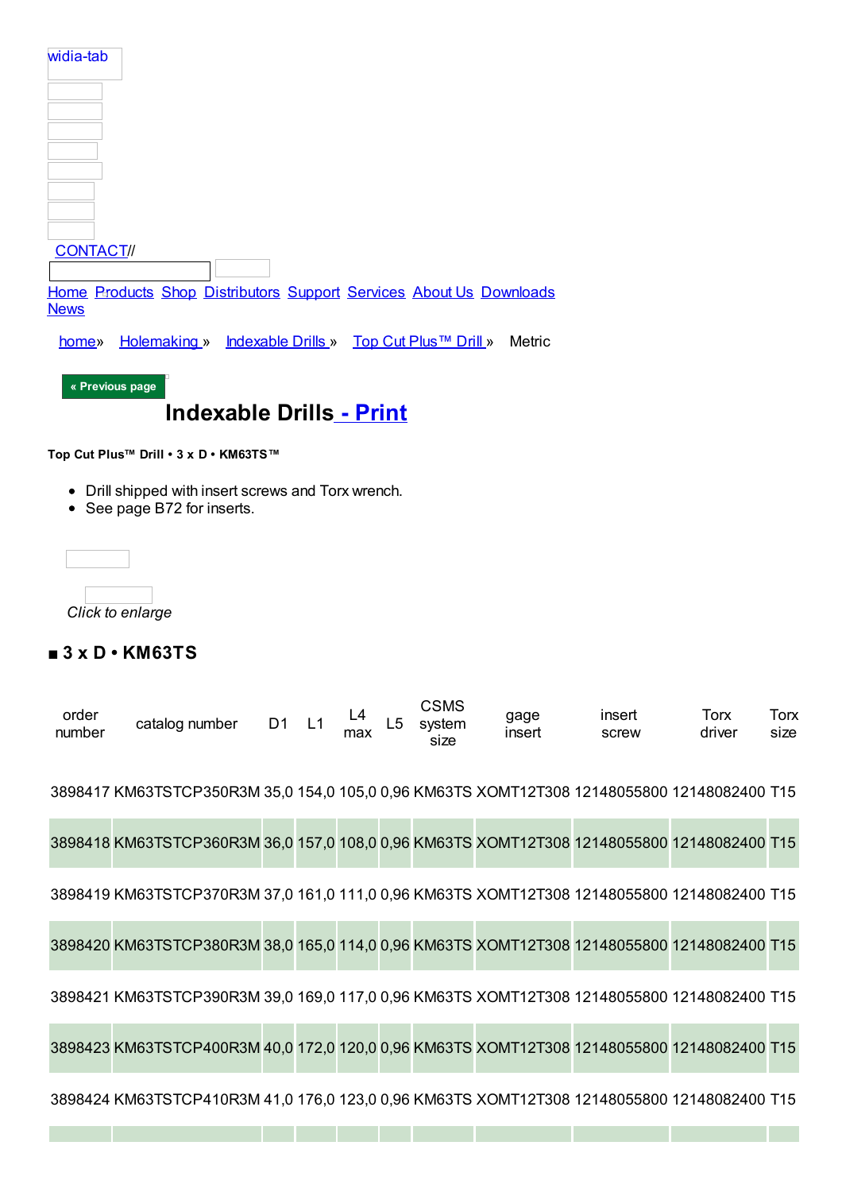widia-tab

CONTACT//

Home Products Shop Distributors Support Services About Us Downloads News

home» Holemaking » Indexable Drills » Top Cut Plus™ Drill » Metric

« Previous page

# Indexable Drills - Print

**Top Cut Plus™ Drill • 3 x D • KM63TS™**

- Drill shipped with insert screws and Torx wrench.
- See page B72 for inserts.

*Click to enlarge*

## ■ 3 x D • KM63TS

| order number | catalog number | D1 | L1 | L4 max | L5 | CSMS system size | gage insert | insert screw | Torx driver | Torx size |
|---|---|---|---|---|---|---|---|---|---|---|
| 3898417 | KM63TSTCP350R3M | 35,0 | 154,0 | 105,0 | 0,96 | KM63TS | XOMT12T308 | 12148055800 | 12148082400 | T15 |
| 3898418 | KM63TSTCP360R3M | 36,0 | 157,0 | 108,0 | 0,96 | KM63TS | XOMT12T308 | 12148055800 | 12148082400 | T15 |
| 3898419 | KM63TSTCP370R3M | 37,0 | 161,0 | 111,0 | 0,96 | KM63TS | XOMT12T308 | 12148055800 | 12148082400 | T15 |
| 3898420 | KM63TSTCP380R3M | 38,0 | 165,0 | 114,0 | 0,96 | KM63TS | XOMT12T308 | 12148055800 | 12148082400 | T15 |
| 3898421 | KM63TSTCP390R3M | 39,0 | 169,0 | 117,0 | 0,96 | KM63TS | XOMT12T308 | 12148055800 | 12148082400 | T15 |
| 3898423 | KM63TSTCP400R3M | 40,0 | 172,0 | 120,0 | 0,96 | KM63TS | XOMT12T308 | 12148055800 | 12148082400 | T15 |
| 3898424 | KM63TSTCP410R3M | 41,0 | 176,0 | 123,0 | 0,96 | KM63TS | XOMT12T308 | 12148055800 | 12148082400 | T15 |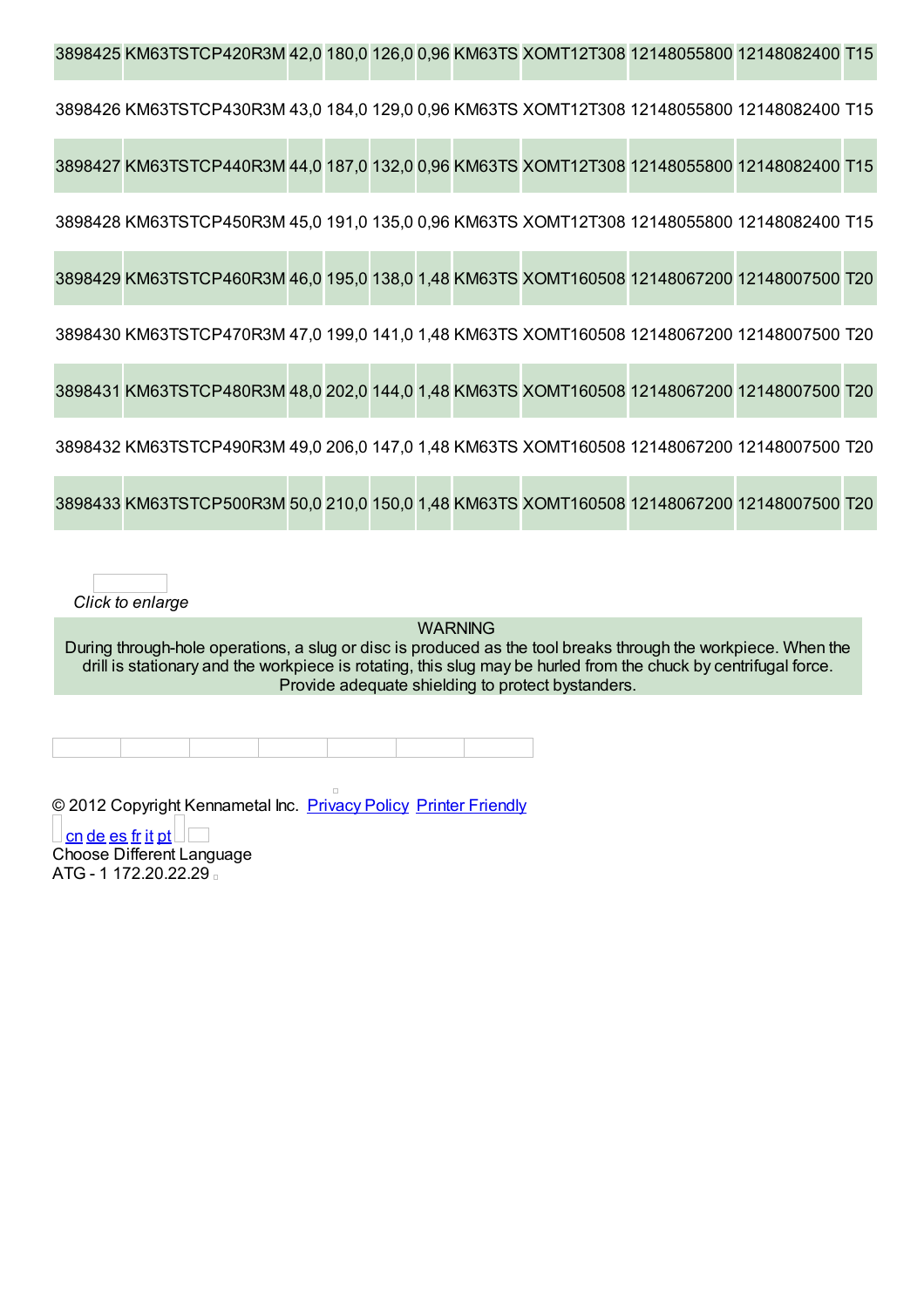| | | | | | | | | | | |
|---|---|---|---|---|---|---|---|---|---|---|
| 3898425 | KM63TSTCP420R3M | 42,0 | 180,0 | 126,0 | 0,96 | KM63TS | XOMT12T308 | 12148055800 | 12148082400 | T15 |
| 3898426 | KM63TSTCP430R3M | 43,0 | 184,0 | 129,0 | 0,96 | KM63TS | XOMT12T308 | 12148055800 | 12148082400 | T15 |
| 3898427 | KM63TSTCP440R3M | 44,0 | 187,0 | 132,0 | 0,96 | KM63TS | XOMT12T308 | 12148055800 | 12148082400 | T15 |
| 3898428 | KM63TSTCP450R3M | 45,0 | 191,0 | 135,0 | 0,96 | KM63TS | XOMT12T308 | 12148055800 | 12148082400 | T15 |
| 3898429 | KM63TSTCP460R3M | 46,0 | 195,0 | 138,0 | 1,48 | KM63TS | XOMT160508 | 12148067200 | 12148007500 | T20 |
| 3898430 | KM63TSTCP470R3M | 47,0 | 199,0 | 141,0 | 1,48 | KM63TS | XOMT160508 | 12148067200 | 12148007500 | T20 |
| 3898431 | KM63TSTCP480R3M | 48,0 | 202,0 | 144,0 | 1,48 | KM63TS | XOMT160508 | 12148067200 | 12148007500 | T20 |
| 3898432 | KM63TSTCP490R3M | 49,0 | 206,0 | 147,0 | 1,48 | KM63TS | XOMT160508 | 12148067200 | 12148007500 | T20 |
| 3898433 | KM63TSTCP500R3M | 50,0 | 210,0 | 150,0 | 1,48 | KM63TS | XOMT160508 | 12148067200 | 12148007500 | T20 |

*Click to enlarge*

WARNING
During through-hole operations, a slug or disc is produced as the tool breaks through the workpiece. When the drill is stationary and the workpiece is rotating, this slug may be hurled from the chuck by centrifugal force. Provide adequate shielding to protect bystanders.

© 2012 Copyright Kennametal Inc. Privacy Policy Printer Friendly

cn de es fr it pt

Choose Different Language

ATG - 1 172.20.22.29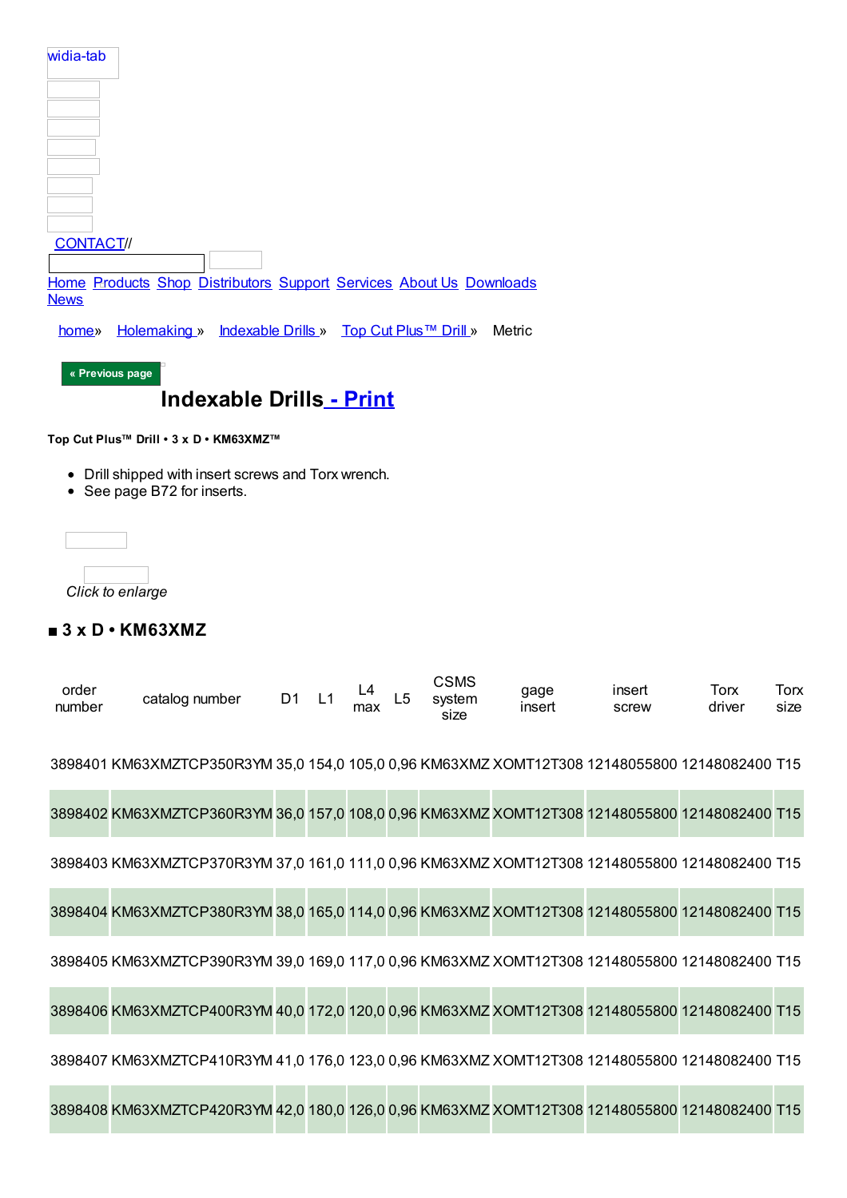widia-tab

CONTACT//

Home Products Shop Distributors Support Services About Us Downloads News

home» Holemaking » Indexable Drills » Top Cut Plus™ Drill » Metric

« Previous page

# Indexable Drills - Print

**Top Cut Plus™ Drill • 3 x D • KM63XMZ™**

- Drill shipped with insert screws and Torx wrench.
- See page B72 for inserts.

*Click to enlarge*

## ■ 3 x D • KM63XMZ

| order number | catalog number | D1 | L1 | L4 max | L5 | CSMS system size | gage insert | insert screw | Torx driver | Torx size |
|---|---|---|---|---|---|---|---|---|---|---|
| 3898401 | KM63XMZTCP350R3YM | 35,0 | 154,0 | 105,0 | 0,96 | KM63XMZ | XOMT12T308 | 12148055800 | 12148082400 | T15 |
| 3898402 | KM63XMZTCP360R3YM | 36,0 | 157,0 | 108,0 | 0,96 | KM63XMZ | XOMT12T308 | 12148055800 | 12148082400 | T15 |
| 3898403 | KM63XMZTCP370R3YM | 37,0 | 161,0 | 111,0 | 0,96 | KM63XMZ | XOMT12T308 | 12148055800 | 12148082400 | T15 |
| 3898404 | KM63XMZTCP380R3YM | 38,0 | 165,0 | 114,0 | 0,96 | KM63XMZ | XOMT12T308 | 12148055800 | 12148082400 | T15 |
| 3898405 | KM63XMZTCP390R3YM | 39,0 | 169,0 | 117,0 | 0,96 | KM63XMZ | XOMT12T308 | 12148055800 | 12148082400 | T15 |
| 3898406 | KM63XMZTCP400R3YM | 40,0 | 172,0 | 120,0 | 0,96 | KM63XMZ | XOMT12T308 | 12148055800 | 12148082400 | T15 |
| 3898407 | KM63XMZTCP410R3YM | 41,0 | 176,0 | 123,0 | 0,96 | KM63XMZ | XOMT12T308 | 12148055800 | 12148082400 | T15 |
| 3898408 | KM63XMZTCP420R3YM | 42,0 | 180,0 | 126,0 | 0,96 | KM63XMZ | XOMT12T308 | 12148055800 | 12148082400 | T15 |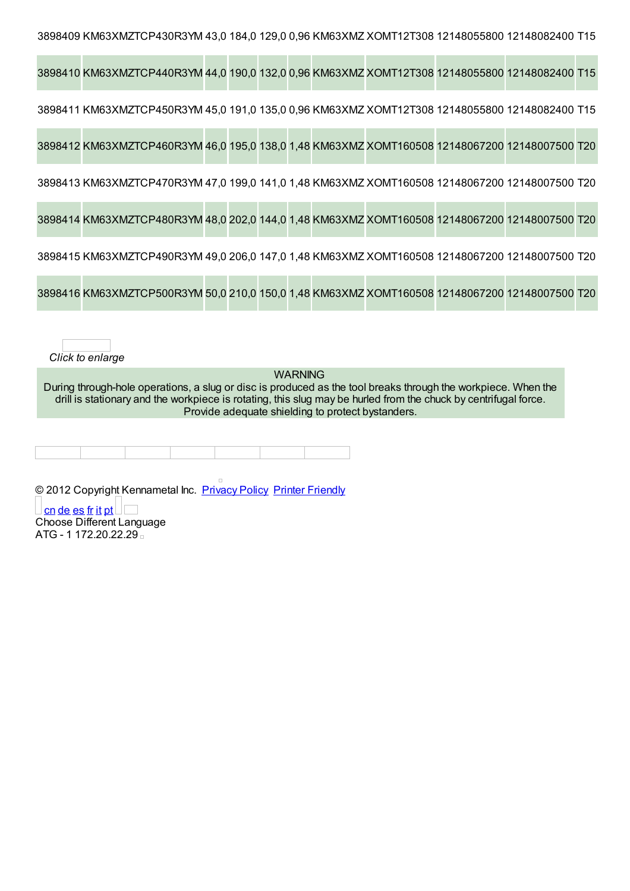| | | | | | | | | | |
|---|---|---|---|---|---|---|---|---|---|
| 3898409 | KM63XMZTCP430R3YM | 43,0 | 184,0 | 129,0 | 0,96 | KM63XMZ | XOMT12T308 | 12148055800 | 12148082400 | T15 |
| 3898410 | KM63XMZTCP440R3YM | 44,0 | 190,0 | 132,0 | 0,96 | KM63XMZ | XOMT12T308 | 12148055800 | 12148082400 | T15 |
| 3898411 | KM63XMZTCP450R3YM | 45,0 | 191,0 | 135,0 | 0,96 | KM63XMZ | XOMT12T308 | 12148055800 | 12148082400 | T15 |
| 3898412 | KM63XMZTCP460R3YM | 46,0 | 195,0 | 138,0 | 1,48 | KM63XMZ | XOMT160508 | 12148067200 | 12148007500 | T20 |
| 3898413 | KM63XMZTCP470R3YM | 47,0 | 199,0 | 141,0 | 1,48 | KM63XMZ | XOMT160508 | 12148067200 | 12148007500 | T20 |
| 3898414 | KM63XMZTCP480R3YM | 48,0 | 202,0 | 144,0 | 1,48 | KM63XMZ | XOMT160508 | 12148067200 | 12148007500 | T20 |
| 3898415 | KM63XMZTCP490R3YM | 49,0 | 206,0 | 147,0 | 1,48 | KM63XMZ | XOMT160508 | 12148067200 | 12148007500 | T20 |
| 3898416 | KM63XMZTCP500R3YM | 50,0 | 210,0 | 150,0 | 1,48 | KM63XMZ | XOMT160508 | 12148067200 | 12148007500 | T20 |

*Click to enlarge*

WARNING

During through-hole operations, a slug or disc is produced as the tool breaks through the workpiece. When the drill is stationary and the workpiece is rotating, this slug may be hurled from the chuck by centrifugal force. Provide adequate shielding to protect bystanders.

© 2012 Copyright Kennametal Inc. Privacy Policy Printer Friendly

cn de es fr it pt

Choose Different Language

ATG - 1 172.20.22.29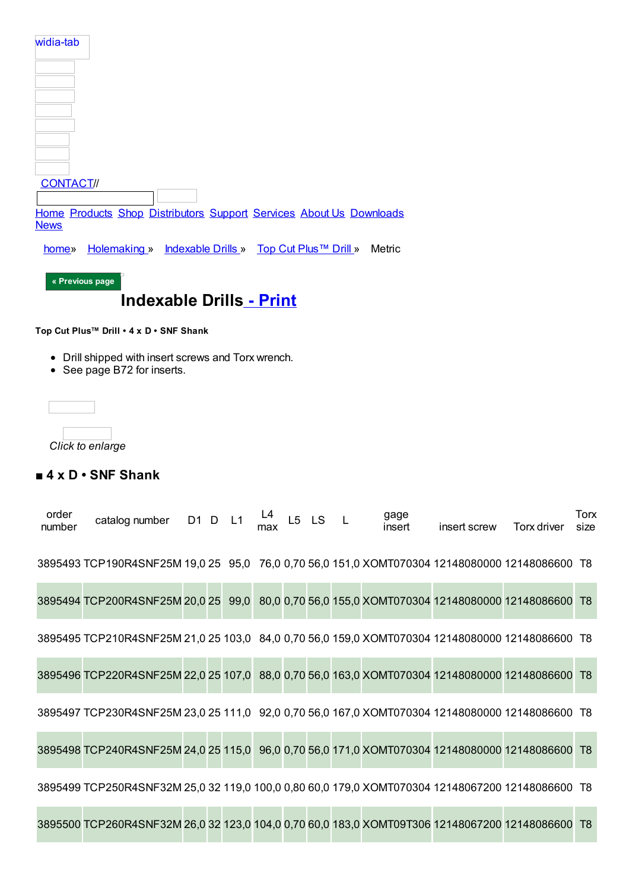widia-tab

CONTACT//

Home Products Shop Distributors Support Services About Us Downloads News

home» Holemaking » Indexable Drills » Top Cut Plus™ Drill » Metric

« Previous page

# Indexable Drills - Print

**Top Cut Plus™ Drill • 4 x D • SNF Shank**

- Drill shipped with insert screws and Torx wrench.
- See page B72 for inserts.

*Click to enlarge*

### ■ 4 x D • SNF Shank

| order number | catalog number | D1 | D | L1 | L4 max | L5 | LS | L | gage insert | insert screw | Torx driver | Torx size |
|---|---|---|---|---|---|---|---|---|---|---|---|---|
| 3895493 | TCP190R4SNF25M | 19,0 | 25 | 95,0 | 76,0 | 0,70 | 56,0 | 151,0 | XOMT070304 | 12148080000 | 12148086600 | T8 |
| 3895494 | TCP200R4SNF25M | 20,0 | 25 | 99,0 | 80,0 | 0,70 | 56,0 | 155,0 | XOMT070304 | 12148080000 | 12148086600 | T8 |
| 3895495 | TCP210R4SNF25M | 21,0 | 25 | 103,0 | 84,0 | 0,70 | 56,0 | 159,0 | XOMT070304 | 12148080000 | 12148086600 | T8 |
| 3895496 | TCP220R4SNF25M | 22,0 | 25 | 107,0 | 88,0 | 0,70 | 56,0 | 163,0 | XOMT070304 | 12148080000 | 12148086600 | T8 |
| 3895497 | TCP230R4SNF25M | 23,0 | 25 | 111,0 | 92,0 | 0,70 | 56,0 | 167,0 | XOMT070304 | 12148080000 | 12148086600 | T8 |
| 3895498 | TCP240R4SNF25M | 24,0 | 25 | 115,0 | 96,0 | 0,70 | 56,0 | 171,0 | XOMT070304 | 12148080000 | 12148086600 | T8 |
| 3895499 | TCP250R4SNF32M | 25,0 | 32 | 119,0 | 100,0 | 0,80 | 60,0 | 179,0 | XOMT070304 | 12148067200 | 12148086600 | T8 |
| 3895500 | TCP260R4SNF32M | 26,0 | 32 | 123,0 | 104,0 | 0,70 | 60,0 | 183,0 | XOMT09T306 | 12148067200 | 12148086600 | T8 |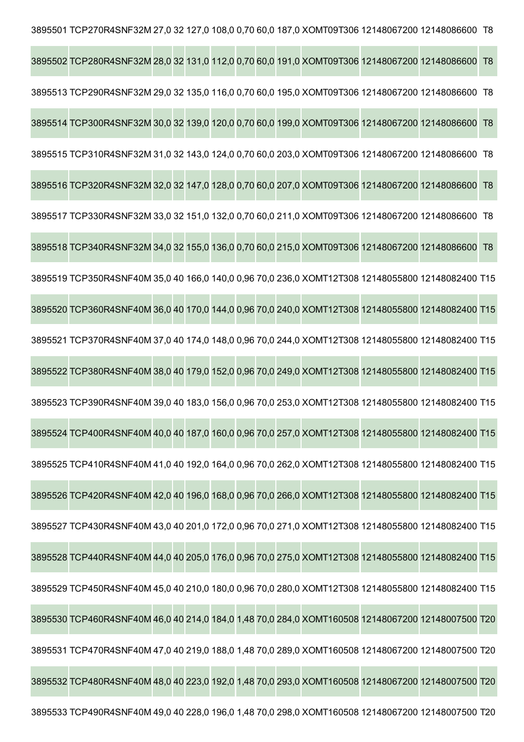| | | | | | | | | | | | | |
|---|---|---|---|---|---|---|---|---|---|---|---|---|
| 3895501 | TCP270R4SNF32M | 27,0 | 32 | 127,0 | 108,0 | 0,70 | 60,0 | 187,0 | XOMT09T306 | 12148067200 | 12148086600 | T8 |
| 3895502 | TCP280R4SNF32M | 28,0 | 32 | 131,0 | 112,0 | 0,70 | 60,0 | 191,0 | XOMT09T306 | 12148067200 | 12148086600 | T8 |
| 3895513 | TCP290R4SNF32M | 29,0 | 32 | 135,0 | 116,0 | 0,70 | 60,0 | 195,0 | XOMT09T306 | 12148067200 | 12148086600 | T8 |
| 3895514 | TCP300R4SNF32M | 30,0 | 32 | 139,0 | 120,0 | 0,70 | 60,0 | 199,0 | XOMT09T306 | 12148067200 | 12148086600 | T8 |
| 3895515 | TCP310R4SNF32M | 31,0 | 32 | 143,0 | 124,0 | 0,70 | 60,0 | 203,0 | XOMT09T306 | 12148067200 | 12148086600 | T8 |
| 3895516 | TCP320R4SNF32M | 32,0 | 32 | 147,0 | 128,0 | 0,70 | 60,0 | 207,0 | XOMT09T306 | 12148067200 | 12148086600 | T8 |
| 3895517 | TCP330R4SNF32M | 33,0 | 32 | 151,0 | 132,0 | 0,70 | 60,0 | 211,0 | XOMT09T306 | 12148067200 | 12148086600 | T8 |
| 3895518 | TCP340R4SNF32M | 34,0 | 32 | 155,0 | 136,0 | 0,70 | 60,0 | 215,0 | XOMT09T306 | 12148067200 | 12148086600 | T8 |
| 3895519 | TCP350R4SNF40M | 35,0 | 40 | 166,0 | 140,0 | 0,96 | 70,0 | 236,0 | XOMT12T308 | 12148055800 | 12148082400 | T15 |
| 3895520 | TCP360R4SNF40M | 36,0 | 40 | 170,0 | 144,0 | 0,96 | 70,0 | 240,0 | XOMT12T308 | 12148055800 | 12148082400 | T15 |
| 3895521 | TCP370R4SNF40M | 37,0 | 40 | 174,0 | 148,0 | 0,96 | 70,0 | 244,0 | XOMT12T308 | 12148055800 | 12148082400 | T15 |
| 3895522 | TCP380R4SNF40M | 38,0 | 40 | 179,0 | 152,0 | 0,96 | 70,0 | 249,0 | XOMT12T308 | 12148055800 | 12148082400 | T15 |
| 3895523 | TCP390R4SNF40M | 39,0 | 40 | 183,0 | 156,0 | 0,96 | 70,0 | 253,0 | XOMT12T308 | 12148055800 | 12148082400 | T15 |
| 3895524 | TCP400R4SNF40M | 40,0 | 40 | 187,0 | 160,0 | 0,96 | 70,0 | 257,0 | XOMT12T308 | 12148055800 | 12148082400 | T15 |
| 3895525 | TCP410R4SNF40M | 41,0 | 40 | 192,0 | 164,0 | 0,96 | 70,0 | 262,0 | XOMT12T308 | 12148055800 | 12148082400 | T15 |
| 3895526 | TCP420R4SNF40M | 42,0 | 40 | 196,0 | 168,0 | 0,96 | 70,0 | 266,0 | XOMT12T308 | 12148055800 | 12148082400 | T15 |
| 3895527 | TCP430R4SNF40M | 43,0 | 40 | 201,0 | 172,0 | 0,96 | 70,0 | 271,0 | XOMT12T308 | 12148055800 | 12148082400 | T15 |
| 3895528 | TCP440R4SNF40M | 44,0 | 40 | 205,0 | 176,0 | 0,96 | 70,0 | 275,0 | XOMT12T308 | 12148055800 | 12148082400 | T15 |
| 3895529 | TCP450R4SNF40M | 45,0 | 40 | 210,0 | 180,0 | 0,96 | 70,0 | 280,0 | XOMT12T308 | 12148055800 | 12148082400 | T15 |
| 3895530 | TCP460R4SNF40M | 46,0 | 40 | 214,0 | 184,0 | 1,48 | 70,0 | 284,0 | XOMT160508 | 12148067200 | 12148007500 | T20 |
| 3895531 | TCP470R4SNF40M | 47,0 | 40 | 219,0 | 188,0 | 1,48 | 70,0 | 289,0 | XOMT160508 | 12148067200 | 12148007500 | T20 |
| 3895532 | TCP480R4SNF40M | 48,0 | 40 | 223,0 | 192,0 | 1,48 | 70,0 | 293,0 | XOMT160508 | 12148067200 | 12148007500 | T20 |
| 3895533 | TCP490R4SNF40M | 49,0 | 40 | 228,0 | 196,0 | 1,48 | 70,0 | 298,0 | XOMT160508 | 12148067200 | 12148007500 | T20 |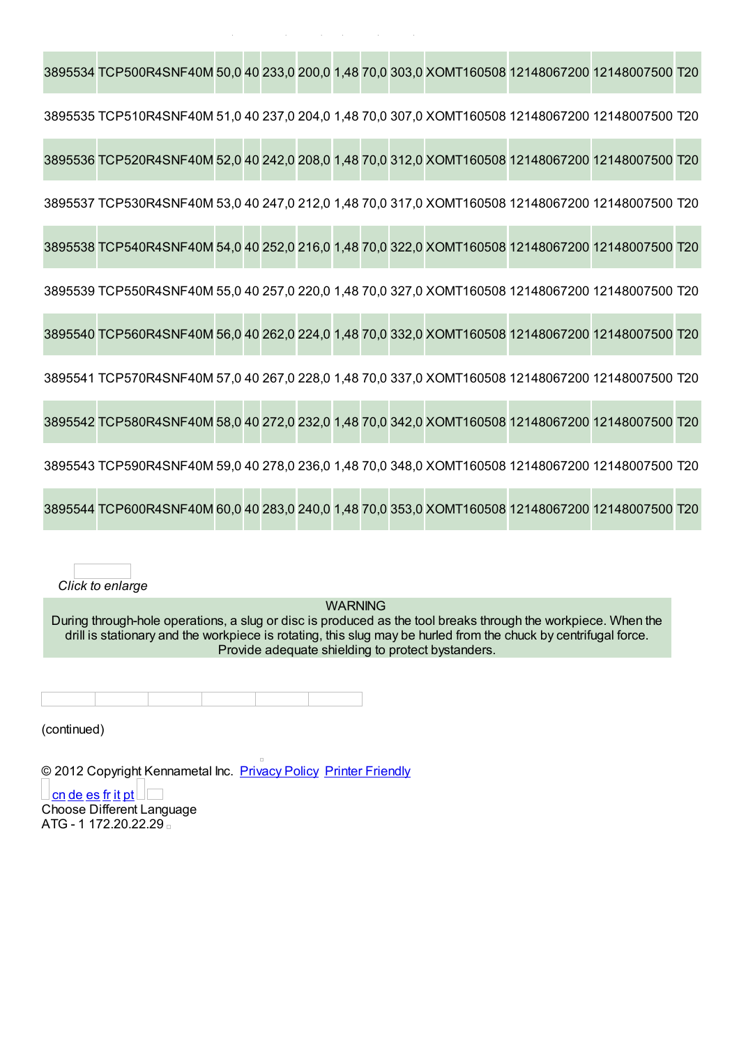| | | | | | | | | | | | | |
|---|---|---|---|---|---|---|---|---|---|---|---|---|
| 3895534 | TCP500R4SNF40M | 50,0 | 40 | 233,0 | 200,0 | 1,48 | 70,0 | 303,0 | XOMT160508 | 12148067200 | 12148007500 | T20 |
| 3895535 | TCP510R4SNF40M | 51,0 | 40 | 237,0 | 204,0 | 1,48 | 70,0 | 307,0 | XOMT160508 | 12148067200 | 12148007500 | T20 |
| 3895536 | TCP520R4SNF40M | 52,0 | 40 | 242,0 | 208,0 | 1,48 | 70,0 | 312,0 | XOMT160508 | 12148067200 | 12148007500 | T20 |
| 3895537 | TCP530R4SNF40M | 53,0 | 40 | 247,0 | 212,0 | 1,48 | 70,0 | 317,0 | XOMT160508 | 12148067200 | 12148007500 | T20 |
| 3895538 | TCP540R4SNF40M | 54,0 | 40 | 252,0 | 216,0 | 1,48 | 70,0 | 322,0 | XOMT160508 | 12148067200 | 12148007500 | T20 |
| 3895539 | TCP550R4SNF40M | 55,0 | 40 | 257,0 | 220,0 | 1,48 | 70,0 | 327,0 | XOMT160508 | 12148067200 | 12148007500 | T20 |
| 3895540 | TCP560R4SNF40M | 56,0 | 40 | 262,0 | 224,0 | 1,48 | 70,0 | 332,0 | XOMT160508 | 12148067200 | 12148007500 | T20 |
| 3895541 | TCP570R4SNF40M | 57,0 | 40 | 267,0 | 228,0 | 1,48 | 70,0 | 337,0 | XOMT160508 | 12148067200 | 12148007500 | T20 |
| 3895542 | TCP580R4SNF40M | 58,0 | 40 | 272,0 | 232,0 | 1,48 | 70,0 | 342,0 | XOMT160508 | 12148067200 | 12148007500 | T20 |
| 3895543 | TCP590R4SNF40M | 59,0 | 40 | 278,0 | 236,0 | 1,48 | 70,0 | 348,0 | XOMT160508 | 12148067200 | 12148007500 | T20 |
| 3895544 | TCP600R4SNF40M | 60,0 | 40 | 283,0 | 240,0 | 1,48 | 70,0 | 353,0 | XOMT160508 | 12148067200 | 12148007500 | T20 |

*Click to enlarge*

WARNING
During through-hole operations, a slug or disc is produced as the tool breaks through the workpiece. When the drill is stationary and the workpiece is rotating, this slug may be hurled from the chuck by centrifugal force. Provide adequate shielding to protect bystanders.

(continued)

© 2012 Copyright Kennametal Inc. Privacy Policy Printer Friendly

cn de es fr it pt
Choose Different Language
ATG - 1 172.20.22.29